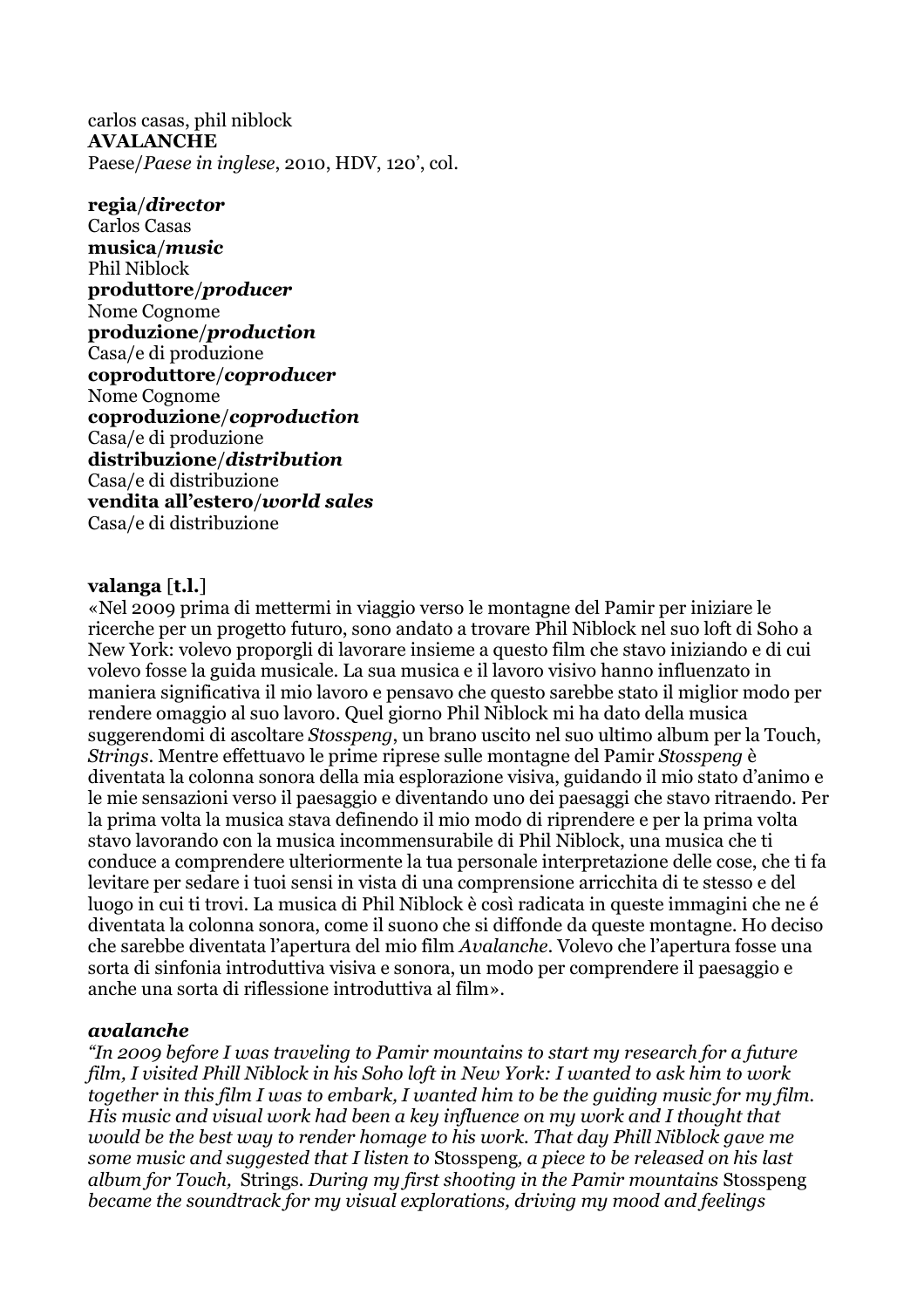carlos casas, phil niblock
**AVALANCHE**
Paese/*Paese in inglese*, 2010, HDV, 120', col.

**regia/*director***
Carlos Casas
**musica/*music***
Phil Niblock
**produttore/*producer***
Nome Cognome
**produzione/*production***
Casa/e di produzione
**coproduttore/*coproducer***
Nome Cognome
**coproduzione/*coproduction***
Casa/e di produzione
**distribuzione/*distribution***
Casa/e di distribuzione
**vendita all'estero/*world sales***
Casa/e di distribuzione

**valanga [t.l.]**
«Nel 2009 prima di mettermi in viaggio verso le montagne del Pamir per iniziare le ricerche per un progetto futuro, sono andato a trovare Phil Niblock nel suo loft di Soho a New York: volevo proporgli di lavorare insieme a questo film che stavo iniziando e di cui volevo fosse la guida musicale. La sua musica e il lavoro visivo hanno influenzato in maniera significativa il mio lavoro e pensavo che questo sarebbe stato il miglior modo per rendere omaggio al suo lavoro. Quel giorno Phil Niblock mi ha dato della musica suggerendomi di ascoltare *Stosspeng*, un brano uscito nel suo ultimo album per la Touch, *Strings*. Mentre effettuavo le prime riprese sulle montagne del Pamir *Stosspeng* è diventata la colonna sonora della mia esplorazione visiva, guidando il mio stato d'animo e le mie sensazioni verso il paesaggio e diventando uno dei paesaggi che stavo ritraendo. Per la prima volta la musica stava definendo il mio modo di riprendere e per la prima volta stavo lavorando con la musica incommensurabile di Phil Niblock, una musica che ti conduce a comprendere ulteriormente la tua personale interpretazione delle cose, che ti fa levitare per sedare i tuoi sensi in vista di una comprensione arricchita di te stesso e del luogo in cui ti trovi. La musica di Phil Niblock è così radicata in queste immagini che ne é diventata la colonna sonora, come il suono che si diffonde da queste montagne. Ho deciso che sarebbe diventata l'apertura del mio film *Avalanche*. Volevo che l'apertura fosse una sorta di sinfonia introduttiva visiva e sonora, un modo per comprendere il paesaggio e anche una sorta di riflessione introduttiva al film».

***avalanche***
*"In 2009 before I was traveling to Pamir mountains to start my research for a future film, I visited Phill Niblock in his Soho loft in New York: I wanted to ask him to work together in this film I was to embark, I wanted him to be the guiding music for my film. His music and visual work had been a key influence on my work and I thought that would be the best way to render homage to his work. That day Phill Niblock gave me some music and suggested that I listen to* Stosspeng*, a piece to be released on his last album for Touch,* Strings*. During my first shooting in the Pamir mountains* Stosspeng *became the soundtrack for my visual explorations, driving my mood and feelings*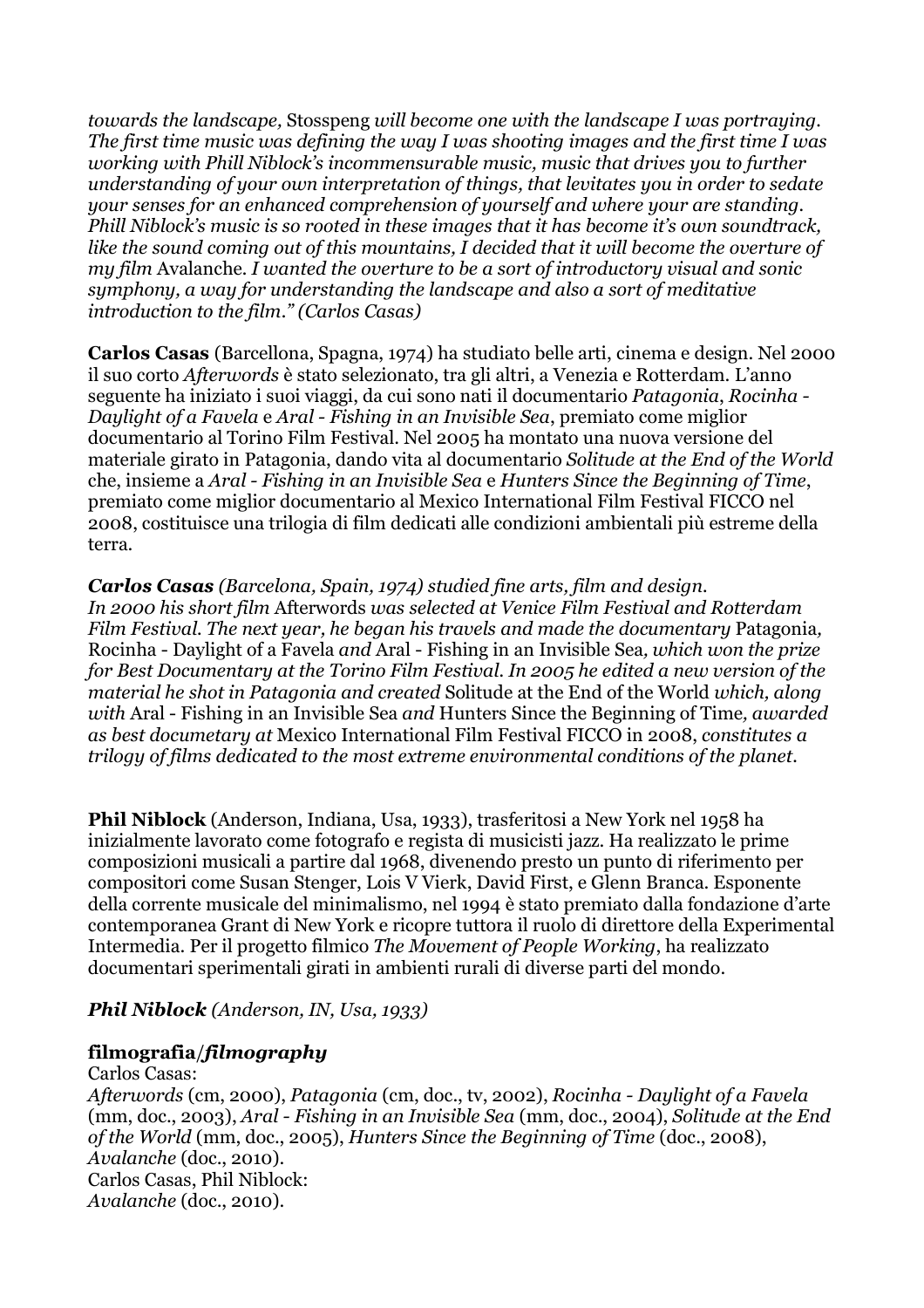*towards the landscape,* Stosspeng *will become one with the landscape I was portraying. The first time music was defining the way I was shooting images and the first time I was working with Phill Niblock's incommensurable music, music that drives you to further understanding of your own interpretation of things, that levitates you in order to sedate your senses for an enhanced comprehension of yourself and where your are standing. Phill Niblock's music is so rooted in these images that it has become it's own soundtrack, like the sound coming out of this mountains, I decided that it will become the overture of my film* Avalanche. *I wanted the overture to be a sort of introductory visual and sonic symphony, a way for understanding the landscape and also a sort of meditative introduction to the film." (Carlos Casas)*

**Carlos Casas** (Barcellona, Spagna, 1974) ha studiato belle arti, cinema e design. Nel 2000 il suo corto *Afterwords* è stato selezionato, tra gli altri, a Venezia e Rotterdam. L'anno seguente ha iniziato i suoi viaggi, da cui sono nati il documentario *Patagonia*, *Rocinha - Daylight of a Favela* e *Aral - Fishing in an Invisible Sea*, premiato come miglior documentario al Torino Film Festival. Nel 2005 ha montato una nuova versione del materiale girato in Patagonia, dando vita al documentario *Solitude at the End of the World* che, insieme a *Aral - Fishing in an Invisible Sea* e *Hunters Since the Beginning of Time*, premiato come miglior documentario al Mexico International Film Festival FICCO nel 2008, costituisce una trilogia di film dedicati alle condizioni ambientali più estreme della terra.

***Carlos Casas*** *(Barcelona, Spain, 1974) studied fine arts, film and design. In 2000 his short film* Afterwords *was selected at Venice Film Festival and Rotterdam Film Festival. The next year, he began his travels and made the documentary* Patagonia*,* Rocinha - Daylight of a Favela *and* Aral - Fishing in an Invisible Sea*, which won the prize for Best Documentary at the Torino Film Festival. In 2005 he edited a new version of the material he shot in Patagonia and created* Solitude at the End of the World *which, along with* Aral - Fishing in an Invisible Sea *and* Hunters Since the Beginning of Time*, awarded as best documetary at* Mexico International Film Festival FICCO in 2008*, constitutes a trilogy of films dedicated to the most extreme environmental conditions of the planet.*

**Phil Niblock** (Anderson, Indiana, Usa, 1933), trasferitosi a New York nel 1958 ha inizialmente lavorato come fotografo e regista di musicisti jazz. Ha realizzato le prime composizioni musicali a partire dal 1968, divenendo presto un punto di riferimento per compositori come Susan Stenger, Lois V Vierk, David First, e Glenn Branca. Esponente della corrente musicale del minimalismo, nel 1994 è stato premiato dalla fondazione d'arte contemporanea Grant di New York e ricopre tuttora il ruolo di direttore della Experimental Intermedia. Per il progetto filmico *The Movement of People Working*, ha realizzato documentari sperimentali girati in ambienti rurali di diverse parti del mondo.

***Phil Niblock*** *(Anderson, IN, Usa, 1933)*

**filmografia/*filmography***

Carlos Casas:
*Afterwords* (cm, 2000), *Patagonia* (cm, doc., tv, 2002), *Rocinha - Daylight of a Favela* (mm, doc., 2003), *Aral - Fishing in an Invisible Sea* (mm, doc., 2004), *Solitude at the End of the World* (mm, doc., 2005), *Hunters Since the Beginning of Time* (doc., 2008), *Avalanche* (doc., 2010).
Carlos Casas, Phil Niblock:
*Avalanche* (doc., 2010).